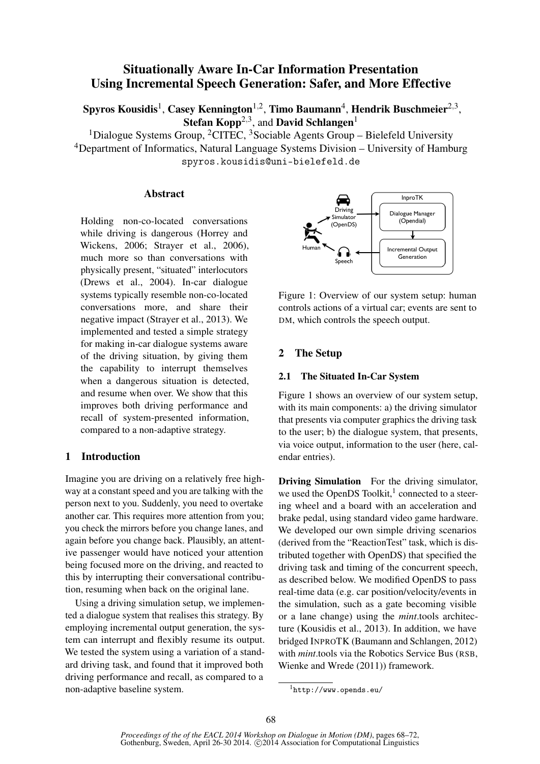# Situationally Aware In-Car Information Presentation Using Incremental Speech Generation: Safer, and More Effective

**Spyros Kousidis**[1], **Casey Kennington**[1,2], **Timo Baumann**[4], **Hendrik Buschmeier**[2,3], **Stefan Kopp**[2,3], and **David Schlangen**[1]

[1]Dialogue Systems Group, [2]CITEC, [3]Sociable Agents Group – Bielefeld University
[4]Department of Informatics, Natural Language Systems Division – University of Hamburg
spyros.kousidis@uni-bielefeld.de

## Abstract

Holding non-co-located conversations while driving is dangerous (Horrey and Wickens, 2006; Strayer et al., 2006), much more so than conversations with physically present, "situated" interlocutors (Drews et al., 2004). In-car dialogue systems typically resemble non-co-located conversations more, and share their negative impact (Strayer et al., 2013). We implemented and tested a simple strategy for making in-car dialogue systems aware of the driving situation, by giving them the capability to interrupt themselves when a dangerous situation is detected, and resume when over. We show that this improves both driving performance and recall of system-presented information, compared to a non-adaptive strategy.

## 1 Introduction

Imagine you are driving on a relatively free highway at a constant speed and you are talking with the person next to you. Suddenly, you need to overtake another car. This requires more attention from you; you check the mirrors before you change lanes, and again before you change back. Plausibly, an attentive passenger would have noticed your attention being focused more on the driving, and reacted to this by interrupting their conversational contribution, resuming when back on the original lane.

Using a driving simulation setup, we implemented a dialogue system that realises this strategy. By employing incremental output generation, the system can interrupt and flexibly resume its output. We tested the system using a variation of a standard driving task, and found that it improved both driving performance and recall, as compared to a non-adaptive baseline system.

Figure 1: Overview of our system setup: human controls actions of a virtual car; events are sent to DM, which controls the speech output.

## 2 The Setup

### 2.1 The Situated In-Car System

Figure 1 shows an overview of our system setup, with its main components: a) the driving simulator that presents via computer graphics the driving task to the user; b) the dialogue system, that presents, via voice output, information to the user (here, calendar entries).

**Driving Simulation** For the driving simulator, we used the OpenDS Toolkit,[1] connected to a steering wheel and a board with an acceleration and brake pedal, using standard video game hardware. We developed our own simple driving scenarios (derived from the "ReactionTest" task, which is distributed together with OpenDS) that specified the driving task and timing of the concurrent speech, as described below. We modified OpenDS to pass real-time data (e.g. car position/velocity/events in the simulation, such as a gate becoming visible or a lane change) using the *mint*.tools architecture (Kousidis et al., 2013). In addition, we have bridged INPROTK (Baumann and Schlangen, 2012) with *mint*.tools via the Robotics Service Bus (RSB, Wienke and Wrede (2011)) framework.

[1] http://www.opends.eu/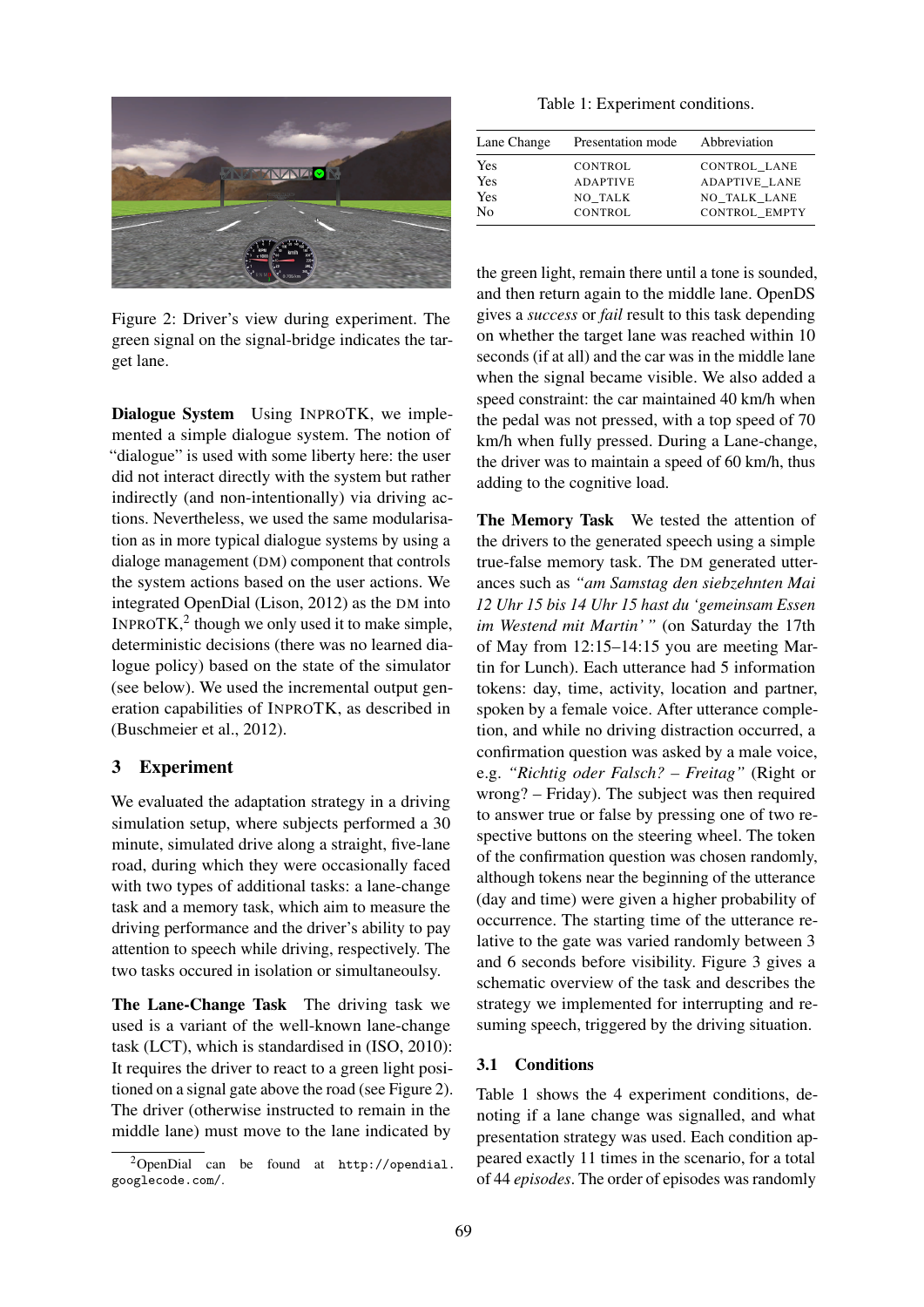Figure 2: Driver's view during experiment. The green signal on the signal-bridge indicates the target lane.

**Dialogue System** Using INPROTK, we implemented a simple dialogue system. The notion of "dialogue" is used with some liberty here: the user did not interact directly with the system but rather indirectly (and non-intentionally) via driving actions. Nevertheless, we used the same modularisation as in more typical dialogue systems by using a dialoge management (DM) component that controls the system actions based on the user actions. We integrated OpenDial (Lison, 2012) as the DM into INPROTK,[2] though we only used it to make simple, deterministic decisions (there was no learned dialogue policy) based on the state of the simulator (see below). We used the incremental output generation capabilities of INPROTK, as described in (Buschmeier et al., 2012).

## 3 Experiment

We evaluated the adaptation strategy in a driving simulation setup, where subjects performed a 30 minute, simulated drive along a straight, five-lane road, during which they were occasionally faced with two types of additional tasks: a lane-change task and a memory task, which aim to measure the driving performance and the driver's ability to pay attention to speech while driving, respectively. The two tasks occured in isolation or simultaneoulsy.

**The Lane-Change Task** The driving task we used is a variant of the well-known lane-change task (LCT), which is standardised in (ISO, 2010): It requires the driver to react to a green light positioned on a signal gate above the road (see Figure 2). The driver (otherwise instructed to remain in the middle lane) must move to the lane indicated by the green light, remain there until a tone is sounded, and then return again to the middle lane. OpenDS gives a *success* or *fail* result to this task depending on whether the target lane was reached within 10 seconds (if at all) and the car was in the middle lane when the signal became visible. We also added a speed constraint: the car maintained 40 km/h when the pedal was not pressed, with a top speed of 70 km/h when fully pressed. During a Lane-change, the driver was to maintain a speed of 60 km/h, thus adding to the cognitive load.

[2] OpenDial can be found at http://opendial.googlecode.com/.

Table 1: Experiment conditions.

| Lane Change | Presentation mode | Abbreviation |
|---|---|---|
| Yes | CONTROL | CONTROL_LANE |
| Yes | ADAPTIVE | ADAPTIVE_LANE |
| Yes | NO_TALK | NO_TALK_LANE |
| No | CONTROL | CONTROL_EMPTY |

**The Memory Task** We tested the attention of the drivers to the generated speech using a simple true-false memory task. The DM generated utterances such as *"am Samstag den siebzehnten Mai 12 Uhr 15 bis 14 Uhr 15 hast du 'gemeinsam Essen im Westend mit Martin'"* (on Saturday the 17th of May from 12:15–14:15 you are meeting Martin for Lunch). Each utterance had 5 information tokens: day, time, activity, location and partner, spoken by a female voice. After utterance completion, and while no driving distraction occurred, a confirmation question was asked by a male voice, e.g. *"Richtig oder Falsch? – Freitag"* (Right or wrong? – Friday). The subject was then required to answer true or false by pressing one of two respective buttons on the steering wheel. The token of the confirmation question was chosen randomly, although tokens near the beginning of the utterance (day and time) were given a higher probability of occurrence. The starting time of the utterance relative to the gate was varied randomly between 3 and 6 seconds before visibility. Figure 3 gives a schematic overview of the task and describes the strategy we implemented for interrupting and resuming speech, triggered by the driving situation.

### 3.1 Conditions

Table 1 shows the 4 experiment conditions, denoting if a lane change was signalled, and what presentation strategy was used. Each condition appeared exactly 11 times in the scenario, for a total of 44 *episodes*. The order of episodes was randomly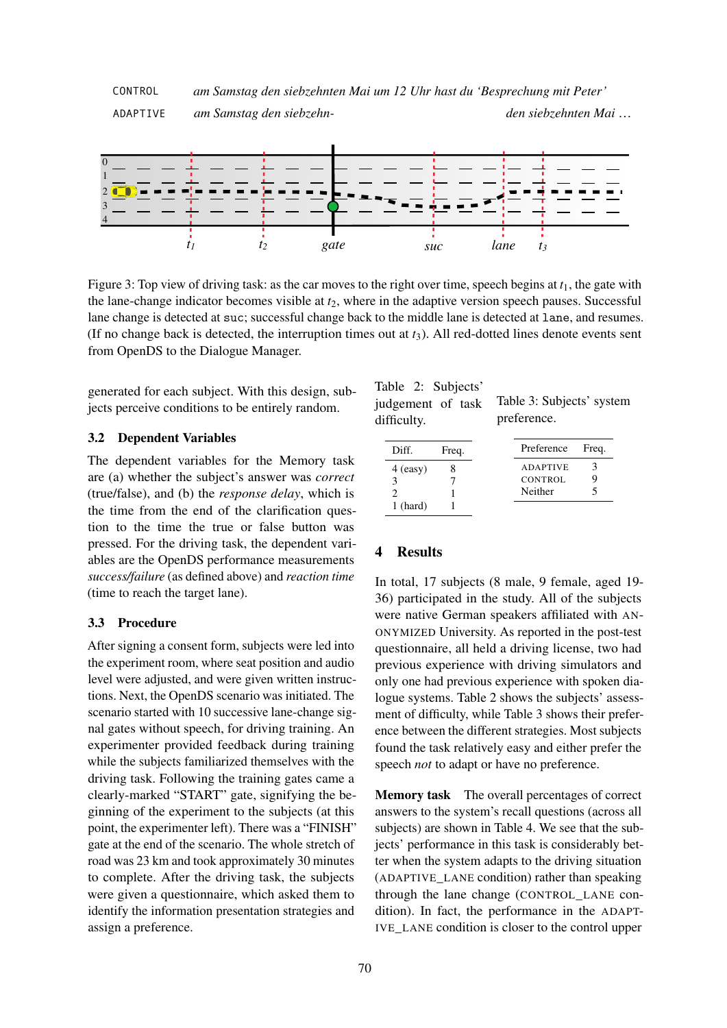CONTROL am Samstag den siebzehnten Mai um 12 Uhr hast du 'Besprechung mit Peter'

ADAPTIVE am Samstag den siebzehn- den siebzehnten Mai ...

Figure 3: Top view of driving task: as the car moves to the right over time, speech begins at $t_1$, the gate with the lane-change indicator becomes visible at $t_2$, where in the adaptive version speech pauses. Successful lane change is detected at suc; successful change back to the middle lane is detected at lane, and resumes. (If no change back is detected, the interruption times out at $t_3$). All red-dotted lines denote events sent from OpenDS to the Dialogue Manager.

generated for each subject. With this design, subjects perceive conditions to be entirely random.

### 3.2 Dependent Variables

The dependent variables for the Memory task are (a) whether the subject's answer was *correct* (true/false), and (b) the *response delay*, which is the time from the end of the clarification question to the time the true or false button was pressed. For the driving task, the dependent variables are the OpenDS performance measurements *success/failure* (as defined above) and *reaction time* (time to reach the target lane).

### 3.3 Procedure

After signing a consent form, subjects were led into the experiment room, where seat position and audio level were adjusted, and were given written instructions. Next, the OpenDS scenario was initiated. The scenario started with 10 successive lane-change signal gates without speech, for driving training. An experimenter provided feedback during training while the subjects familiarized themselves with the driving task. Following the training gates came a clearly-marked "START" gate, signifying the beginning of the experiment to the subjects (at this point, the experimenter left). There was a "FINISH" gate at the end of the scenario. The whole stretch of road was 23 km and took approximately 30 minutes to complete. After the driving task, the subjects were given a questionnaire, which asked them to identify the information presentation strategies and assign a preference.

Table 2: Subjects' judgement of task difficulty.

| Diff. | Freq. |
|---|---|
| 4 (easy) | 8 |
| 3 | 7 |
| 2 | 1 |
| 1 (hard) | 1 |

Table 3: Subjects' system preference.

| Preference | Freq. |
|---|---|
| ADAPTIVE | 3 |
| CONTROL | 9 |
| Neither | 5 |

## 4 Results

In total, 17 subjects (8 male, 9 female, aged 19-36) participated in the study. All of the subjects were native German speakers affiliated with ANONYMIZED University. As reported in the post-test questionnaire, all held a driving license, two had previous experience with driving simulators and only one had previous experience with spoken dialogue systems. Table 2 shows the subjects' assessment of difficulty, while Table 3 shows their preference between the different strategies. Most subjects found the task relatively easy and either prefer the speech *not* to adapt or have no preference.

**Memory task** The overall percentages of correct answers to the system's recall questions (across all subjects) are shown in Table 4. We see that the subjects' performance in this task is considerably better when the system adapts to the driving situation (ADAPTIVE_LANE condition) rather than speaking through the lane change (CONTROL_LANE condition). In fact, the performance in the ADAPTIVE_LANE condition is closer to the control upper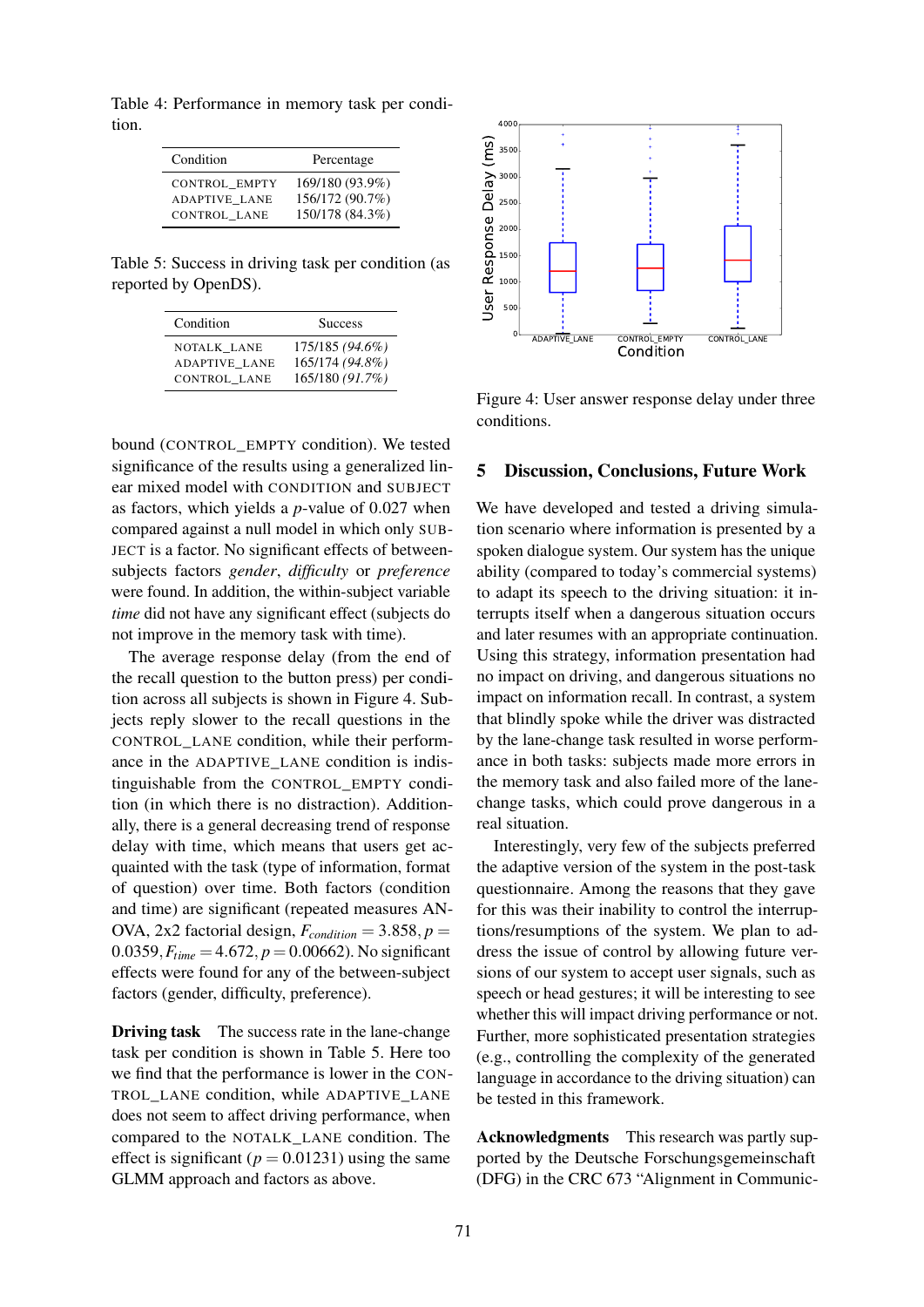Table 4: Performance in memory task per condition.

| Condition | Percentage |
|---|---|
| CONTROL_EMPTY | 169/180 (93.9%) |
| ADAPTIVE_LANE | 156/172 (90.7%) |
| CONTROL_LANE | 150/178 (84.3%) |

Table 5: Success in driving task per condition (as reported by OpenDS).

| Condition | Success |
|---|---|
| NOTALK_LANE | 175/185 *(94.6%)* |
| ADAPTIVE_LANE | 165/174 *(94.8%)* |
| CONTROL_LANE | 165/180 *(91.7%)* |

bound (CONTROL_EMPTY condition). We tested significance of the results using a generalized linear mixed model with CONDITION and SUBJECT as factors, which yields a $p$-value of 0.027 when compared against a null model in which only SUBJECT is a factor. No significant effects of between-subjects factors *gender*, *difficulty* or *preference* were found. In addition, the within-subject variable *time* did not have any significant effect (subjects do not improve in the memory task with time).

The average response delay (from the end of the recall question to the button press) per condition across all subjects is shown in Figure 4. Subjects reply slower to the recall questions in the CONTROL_LANE condition, while their performance in the ADAPTIVE_LANE condition is indistinguishable from the CONTROL_EMPTY condition (in which there is no distraction). Additionally, there is a general decreasing trend of response delay with time, which means that users get acquainted with the task (type of information, format of question) over time. Both factors (condition and time) are significant (repeated measures ANOVA, 2x2 factorial design, $F_{condition} = 3.858, p = 0.0359, F_{time} = 4.672, p = 0.00662$). No significant effects were found for any of the between-subject factors (gender, difficulty, preference).

**Driving task** The success rate in the lane-change task per condition is shown in Table 5. Here too we find that the performance is lower in the CONTROL_LANE condition, while ADAPTIVE_LANE does not seem to affect driving performance, when compared to the NOTALK_LANE condition. The effect is significant ($p = 0.01231$) using the same GLMM approach and factors as above.

Figure 4: User answer response delay under three conditions.

## 5 Discussion, Conclusions, Future Work

We have developed and tested a driving simulation scenario where information is presented by a spoken dialogue system. Our system has the unique ability (compared to today's commercial systems) to adapt its speech to the driving situation: it interrupts itself when a dangerous situation occurs and later resumes with an appropriate continuation. Using this strategy, information presentation had no impact on driving, and dangerous situations no impact on information recall. In contrast, a system that blindly spoke while the driver was distracted by the lane-change task resulted in worse performance in both tasks: subjects made more errors in the memory task and also failed more of the lane-change tasks, which could prove dangerous in a real situation.

Interestingly, very few of the subjects preferred the adaptive version of the system in the post-task questionnaire. Among the reasons that they gave for this was their inability to control the interruptions/resumptions of the system. We plan to address the issue of control by allowing future versions of our system to accept user signals, such as speech or head gestures; it will be interesting to see whether this will impact driving performance or not. Further, more sophisticated presentation strategies (e.g., controlling the complexity of the generated language in accordance to the driving situation) can be tested in this framework.

**Acknowledgments** This research was partly supported by the Deutsche Forschungsgemeinschaft (DFG) in the CRC 673 "Alignment in Communic-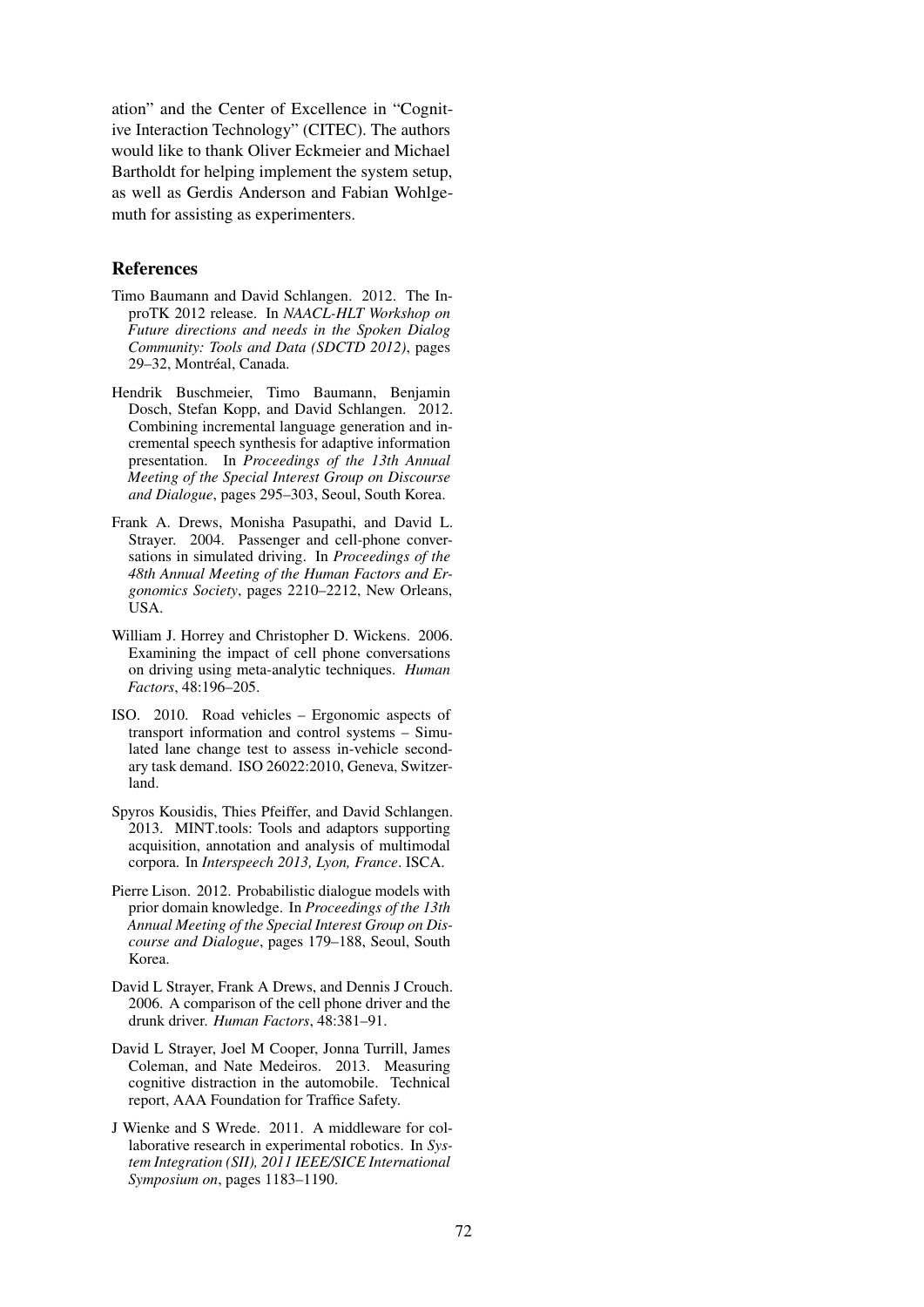ation" and the Center of Excellence in "Cognitive Interaction Technology" (CITEC). The authors would like to thank Oliver Eckmeier and Michael Bartholdt for helping implement the system setup, as well as Gerdis Anderson and Fabian Wohlgemuth for assisting as experimenters.

## References

Timo Baumann and David Schlangen. 2012. The InproTK 2012 release. In *NAACL-HLT Workshop on Future directions and needs in the Spoken Dialog Community: Tools and Data (SDCTD 2012)*, pages 29–32, Montréal, Canada.

Hendrik Buschmeier, Timo Baumann, Benjamin Dosch, Stefan Kopp, and David Schlangen. 2012. Combining incremental language generation and incremental speech synthesis for adaptive information presentation. In *Proceedings of the 13th Annual Meeting of the Special Interest Group on Discourse and Dialogue*, pages 295–303, Seoul, South Korea.

Frank A. Drews, Monisha Pasupathi, and David L. Strayer. 2004. Passenger and cell-phone conversations in simulated driving. In *Proceedings of the 48th Annual Meeting of the Human Factors and Ergonomics Society*, pages 2210–2212, New Orleans, USA.

William J. Horrey and Christopher D. Wickens. 2006. Examining the impact of cell phone conversations on driving using meta-analytic techniques. *Human Factors*, 48:196–205.

ISO. 2010. Road vehicles – Ergonomic aspects of transport information and control systems – Simulated lane change test to assess in-vehicle secondary task demand. ISO 26022:2010, Geneva, Switzerland.

Spyros Kousidis, Thies Pfeiffer, and David Schlangen. 2013. MINT.tools: Tools and adaptors supporting acquisition, annotation and analysis of multimodal corpora. In *Interspeech 2013, Lyon, France*. ISCA.

Pierre Lison. 2012. Probabilistic dialogue models with prior domain knowledge. In *Proceedings of the 13th Annual Meeting of the Special Interest Group on Discourse and Dialogue*, pages 179–188, Seoul, South Korea.

David L Strayer, Frank A Drews, and Dennis J Crouch. 2006. A comparison of the cell phone driver and the drunk driver. *Human Factors*, 48:381–91.

David L Strayer, Joel M Cooper, Jonna Turrill, James Coleman, and Nate Medeiros. 2013. Measuring cognitive distraction in the automobile. Technical report, AAA Foundation for Traffice Safety.

J Wienke and S Wrede. 2011. A middleware for collaborative research in experimental robotics. In *System Integration (SII), 2011 IEEE/SICE International Symposium on*, pages 1183–1190.